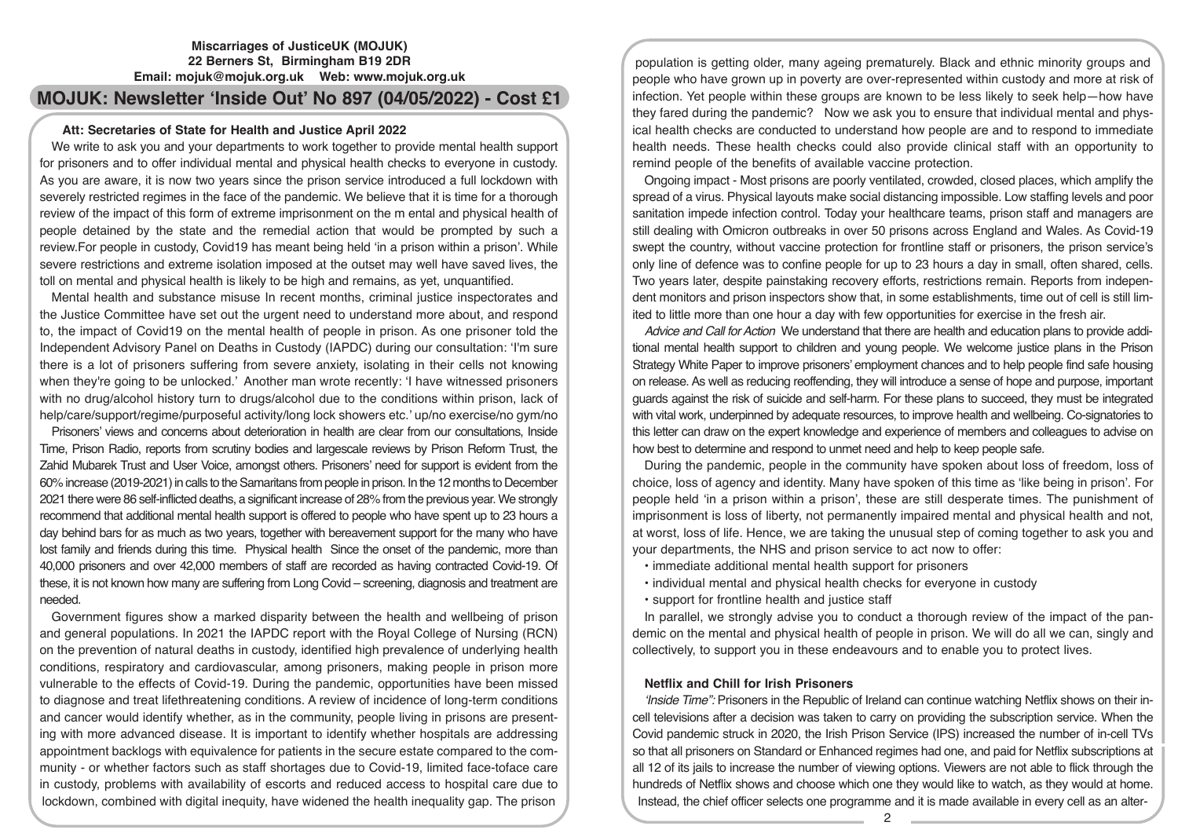**Miscarriages of JusticeUK (MOJUK)**
**22 Berners St, Birmingham B19 2DR**
**Email: mojuk@mojuk.org.uk Web: www.mojuk.org.uk**

# MOJUK: Newsletter 'Inside Out' No 897 (04/05/2022) - Cost £1

**Att: Secretaries of State for Health and Justice April 2022**

We write to ask you and your departments to work together to provide mental health support for prisoners and to offer individual mental and physical health checks to everyone in custody. As you are aware, it is now two years since the prison service introduced a full lockdown with severely restricted regimes in the face of the pandemic. We believe that it is time for a thorough review of the impact of this form of extreme imprisonment on the m ental and physical health of people detained by the state and the remedial action that would be prompted by such a review.For people in custody, Covid19 has meant being held 'in a prison within a prison'. While severe restrictions and extreme isolation imposed at the outset may well have saved lives, the toll on mental and physical health is likely to be high and remains, as yet, unquantified.

Mental health and substance misuse In recent months, criminal justice inspectorates and the Justice Committee have set out the urgent need to understand more about, and respond to, the impact of Covid19 on the mental health of people in prison. As one prisoner told the Independent Advisory Panel on Deaths in Custody (IAPDC) during our consultation: 'I'm sure there is a lot of prisoners suffering from severe anxiety, isolating in their cells not knowing when they're going to be unlocked.' Another man wrote recently: 'I have witnessed prisoners with no drug/alcohol history turn to drugs/alcohol due to the conditions within prison, lack of help/care/support/regime/purposeful activity/long lock showers etc.' up/no exercise/no gym/no

Prisoners' views and concerns about deterioration in health are clear from our consultations, Inside Time, Prison Radio, reports from scrutiny bodies and largescale reviews by Prison Reform Trust, the Zahid Mubarek Trust and User Voice, amongst others. Prisoners' need for support is evident from the 60% increase (2019-2021) in calls to the Samaritans from people in prison. In the 12 months to December 2021 there were 86 self-inflicted deaths, a significant increase of 28% from the previous year. We strongly recommend that additional mental health support is offered to people who have spent up to 23 hours a day behind bars for as much as two years, together with bereavement support for the many who have lost family and friends during this time. Physical health Since the onset of the pandemic, more than 40,000 prisoners and over 42,000 members of staff are recorded as having contracted Covid-19. Of these, it is not known how many are suffering from Long Covid – screening, diagnosis and treatment are needed.

Government figures show a marked disparity between the health and wellbeing of prison and general populations. In 2021 the IAPDC report with the Royal College of Nursing (RCN) on the prevention of natural deaths in custody, identified high prevalence of underlying health conditions, respiratory and cardiovascular, among prisoners, making people in prison more vulnerable to the effects of Covid-19. During the pandemic, opportunities have been missed to diagnose and treat lifethreatening conditions. A review of incidence of long-term conditions and cancer would identify whether, as in the community, people living in prisons are presenting with more advanced disease. It is important to identify whether hospitals are addressing appointment backlogs with equivalence for patients in the secure estate compared to the community - or whether factors such as staff shortages due to Covid-19, limited face-toface care in custody, problems with availability of escorts and reduced access to hospital care due to lockdown, combined with digital inequity, have widened the health inequality gap. The prison population is getting older, many ageing prematurely. Black and ethnic minority groups and people who have grown up in poverty are over-represented within custody and more at risk of infection. Yet people within these groups are known to be less likely to seek help—how have they fared during the pandemic? Now we ask you to ensure that individual mental and physical health checks are conducted to understand how people are and to respond to immediate health needs. These health checks could also provide clinical staff with an opportunity to remind people of the benefits of available vaccine protection.

Ongoing impact - Most prisons are poorly ventilated, crowded, closed places, which amplify the spread of a virus. Physical layouts make social distancing impossible. Low staffing levels and poor sanitation impede infection control. Today your healthcare teams, prison staff and managers are still dealing with Omicron outbreaks in over 50 prisons across England and Wales. As Covid-19 swept the country, without vaccine protection for frontline staff or prisoners, the prison service's only line of defence was to confine people for up to 23 hours a day in small, often shared, cells. Two years later, despite painstaking recovery efforts, restrictions remain. Reports from independent monitors and prison inspectors show that, in some establishments, time out of cell is still limited to little more than one hour a day with few opportunities for exercise in the fresh air.

*Advice and Call for Action* We understand that there are health and education plans to provide additional mental health support to children and young people. We welcome justice plans in the Prison Strategy White Paper to improve prisoners' employment chances and to help people find safe housing on release. As well as reducing reoffending, they will introduce a sense of hope and purpose, important guards against the risk of suicide and self-harm. For these plans to succeed, they must be integrated with vital work, underpinned by adequate resources, to improve health and wellbeing. Co-signatories to this letter can draw on the expert knowledge and experience of members and colleagues to advise on how best to determine and respond to unmet need and help to keep people safe.

During the pandemic, people in the community have spoken about loss of freedom, loss of choice, loss of agency and identity. Many have spoken of this time as 'like being in prison'. For people held 'in a prison within a prison', these are still desperate times. The punishment of imprisonment is loss of liberty, not permanently impaired mental and physical health and not, at worst, loss of life. Hence, we are taking the unusual step of coming together to ask you and your departments, the NHS and prison service to act now to offer:

- immediate additional mental health support for prisoners
- individual mental and physical health checks for everyone in custody
- support for frontline health and justice staff

In parallel, we strongly advise you to conduct a thorough review of the impact of the pandemic on the mental and physical health of people in prison. We will do all we can, singly and collectively, to support you in these endeavours and to enable you to protect lives.

**Netflix and Chill for Irish Prisoners**

*'Inside Time":* Prisoners in the Republic of Ireland can continue watching Netflix shows on their in-cell televisions after a decision was taken to carry on providing the subscription service. When the Covid pandemic struck in 2020, the Irish Prison Service (IPS) increased the number of in-cell TVs so that all prisoners on Standard or Enhanced regimes had one, and paid for Netflix subscriptions at all 12 of its jails to increase the number of viewing options. Viewers are not able to flick through the hundreds of Netflix shows and choose which one they would like to watch, as they would at home. Instead, the chief officer selects one programme and it is made available in every cell as an alter-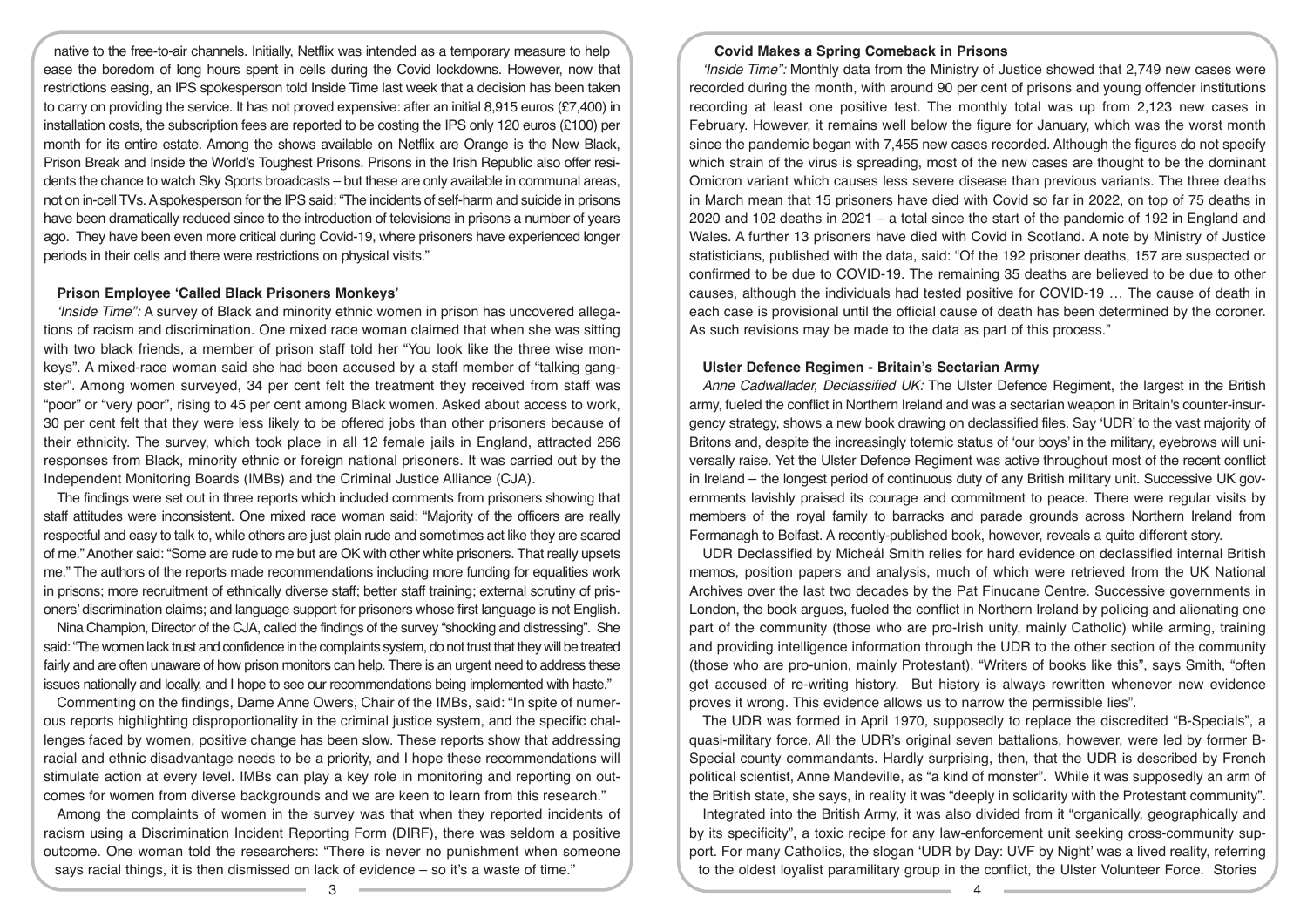native to the free-to-air channels. Initially, Netflix was intended as a temporary measure to help ease the boredom of long hours spent in cells during the Covid lockdowns. However, now that restrictions easing, an IPS spokesperson told Inside Time last week that a decision has been taken to carry on providing the service. It has not proved expensive: after an initial 8,915 euros (£7,400) in installation costs, the subscription fees are reported to be costing the IPS only 120 euros (£100) per month for its entire estate. Among the shows available on Netflix are Orange is the New Black, Prison Break and Inside the World's Toughest Prisons. Prisons in the Irish Republic also offer residents the chance to watch Sky Sports broadcasts – but these are only available in communal areas, not on in-cell TVs. A spokesperson for the IPS said: "The incidents of self-harm and suicide in prisons have been dramatically reduced since to the introduction of televisions in prisons a number of years ago. They have been even more critical during Covid-19, where prisoners have experienced longer periods in their cells and there were restrictions on physical visits."

### Prison Employee 'Called Black Prisoners Monkeys'

*'Inside Time":* A survey of Black and minority ethnic women in prison has uncovered allegations of racism and discrimination. One mixed race woman claimed that when she was sitting with two black friends, a member of prison staff told her "You look like the three wise monkeys". A mixed-race woman said she had been accused by a staff member of "talking gangster". Among women surveyed, 34 per cent felt the treatment they received from staff was "poor" or "very poor", rising to 45 per cent among Black women. Asked about access to work, 30 per cent felt that they were less likely to be offered jobs than other prisoners because of their ethnicity. The survey, which took place in all 12 female jails in England, attracted 266 responses from Black, minority ethnic or foreign national prisoners. It was carried out by the Independent Monitoring Boards (IMBs) and the Criminal Justice Alliance (CJA).

The findings were set out in three reports which included comments from prisoners showing that staff attitudes were inconsistent. One mixed race woman said: "Majority of the officers are really respectful and easy to talk to, while others are just plain rude and sometimes act like they are scared of me." Another said: "Some are rude to me but are OK with other white prisoners. That really upsets me." The authors of the reports made recommendations including more funding for equalities work in prisons; more recruitment of ethnically diverse staff; better staff training; external scrutiny of prisoners' discrimination claims; and language support for prisoners whose first language is not English.

Nina Champion, Director of the CJA, called the findings of the survey "shocking and distressing". She said: "The women lack trust and confidence in the complaints system, do not trust that they will be treated fairly and are often unaware of how prison monitors can help. There is an urgent need to address these issues nationally and locally, and I hope to see our recommendations being implemented with haste."

Commenting on the findings, Dame Anne Owers, Chair of the IMBs, said: "In spite of numerous reports highlighting disproportionality in the criminal justice system, and the specific challenges faced by women, positive change has been slow. These reports show that addressing racial and ethnic disadvantage needs to be a priority, and I hope these recommendations will stimulate action at every level. IMBs can play a key role in monitoring and reporting on outcomes for women from diverse backgrounds and we are keen to learn from this research."

Among the complaints of women in the survey was that when they reported incidents of racism using a Discrimination Incident Reporting Form (DIRF), there was seldom a positive outcome. One woman told the researchers: "There is never no punishment when someone says racial things, it is then dismissed on lack of evidence – so it's a waste of time."

### Covid Makes a Spring Comeback in Prisons

*'Inside Time":* Monthly data from the Ministry of Justice showed that 2,749 new cases were recorded during the month, with around 90 per cent of prisons and young offender institutions recording at least one positive test. The monthly total was up from 2,123 new cases in February. However, it remains well below the figure for January, which was the worst month since the pandemic began with 7,455 new cases recorded. Although the figures do not specify which strain of the virus is spreading, most of the new cases are thought to be the dominant Omicron variant which causes less severe disease than previous variants. The three deaths in March mean that 15 prisoners have died with Covid so far in 2022, on top of 75 deaths in 2020 and 102 deaths in 2021 – a total since the start of the pandemic of 192 in England and Wales. A further 13 prisoners have died with Covid in Scotland. A note by Ministry of Justice statisticians, published with the data, said: "Of the 192 prisoner deaths, 157 are suspected or confirmed to be due to COVID-19. The remaining 35 deaths are believed to be due to other causes, although the individuals had tested positive for COVID-19 … The cause of death in each case is provisional until the official cause of death has been determined by the coroner. As such revisions may be made to the data as part of this process."

### Ulster Defence Regimen - Britain's Sectarian Army

*Anne Cadwallader, Declassified UK:* The Ulster Defence Regiment, the largest in the British army, fueled the conflict in Northern Ireland and was a sectarian weapon in Britain's counter-insurgency strategy, shows a new book drawing on declassified files. Say 'UDR' to the vast majority of Britons and, despite the increasingly totemic status of 'our boys' in the military, eyebrows will universally raise. Yet the Ulster Defence Regiment was active throughout most of the recent conflict in Ireland – the longest period of continuous duty of any British military unit. Successive UK governments lavishly praised its courage and commitment to peace. There were regular visits by members of the royal family to barracks and parade grounds across Northern Ireland from Fermanagh to Belfast. A recently-published book, however, reveals a quite different story.

UDR Declassified by Micheál Smith relies for hard evidence on declassified internal British memos, position papers and analysis, much of which were retrieved from the UK National Archives over the last two decades by the Pat Finucane Centre. Successive governments in London, the book argues, fueled the conflict in Northern Ireland by policing and alienating one part of the community (those who are pro-Irish unity, mainly Catholic) while arming, training and providing intelligence information through the UDR to the other section of the community (those who are pro-union, mainly Protestant). "Writers of books like this", says Smith, "often get accused of re-writing history. But history is always rewritten whenever new evidence proves it wrong. This evidence allows us to narrow the permissible lies".

The UDR was formed in April 1970, supposedly to replace the discredited "B-Specials", a quasi-military force. All the UDR's original seven battalions, however, were led by former B-Special county commandants. Hardly surprising, then, that the UDR is described by French political scientist, Anne Mandeville, as "a kind of monster". While it was supposedly an arm of the British state, she says, in reality it was "deeply in solidarity with the Protestant community".

Integrated into the British Army, it was also divided from it "organically, geographically and by its specificity", a toxic recipe for any law-enforcement unit seeking cross-community support. For many Catholics, the slogan 'UDR by Day: UVF by Night' was a lived reality, referring to the oldest loyalist paramilitary group in the conflict, the Ulster Volunteer Force. Stories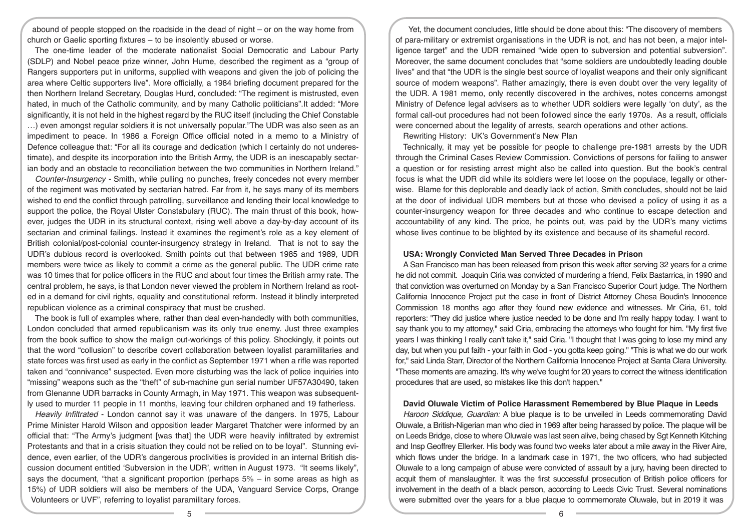abound of people stopped on the roadside in the dead of night – or on the way home from church or Gaelic sporting fixtures – to be insolently abused or worse.

The one-time leader of the moderate nationalist Social Democratic and Labour Party (SDLP) and Nobel peace prize winner, John Hume, described the regiment as a "group of Rangers supporters put in uniforms, supplied with weapons and given the job of policing the area where Celtic supporters live". More officially, a 1984 briefing document prepared for the then Northern Ireland Secretary, Douglas Hurd, concluded: "The regiment is mistrusted, even hated, in much of the Catholic community, and by many Catholic politicians".It added: "More significantly, it is not held in the highest regard by the RUC itself (including the Chief Constable …) even amongst regular soldiers it is not universally popular."The UDR was also seen as an impediment to peace. In 1986 a Foreign Office official noted in a memo to a Ministry of Defence colleague that: "For all its courage and dedication (which I certainly do not underestimate), and despite its incorporation into the British Army, the UDR is an inescapably sectarian body and an obstacle to reconciliation between the two communities in Northern Ireland."

*Counter-Insurgency* - Smith, while pulling no punches, freely concedes not every member of the regiment was motivated by sectarian hatred. Far from it, he says many of its members wished to end the conflict through patrolling, surveillance and lending their local knowledge to support the police, the Royal Ulster Constabulary (RUC). The main thrust of this book, however, judges the UDR in its structural context, rising well above a day-by-day account of its sectarian and criminal failings. Instead it examines the regiment's role as a key element of British colonial/post-colonial counter-insurgency strategy in Ireland. That is not to say the UDR's dubious record is overlooked. Smith points out that between 1985 and 1989, UDR members were twice as likely to commit a crime as the general public. The UDR crime rate was 10 times that for police officers in the RUC and about four times the British army rate. The central problem, he says, is that London never viewed the problem in Northern Ireland as rooted in a demand for civil rights, equality and constitutional reform. Instead it blindly interpreted republican violence as a criminal conspiracy that must be crushed.

The book is full of examples where, rather than deal even-handedly with both communities, London concluded that armed republicanism was its only true enemy. Just three examples from the book suffice to show the malign out-workings of this policy. Shockingly, it points out that the word "collusion" to describe covert collaboration between loyalist paramilitaries and state forces was first used as early in the conflict as September 1971 when a rifle was reported taken and "connivance" suspected. Even more disturbing was the lack of police inquiries into "missing" weapons such as the "theft" of sub-machine gun serial number UF57A30490, taken from Glenanne UDR barracks in County Armagh, in May 1971. This weapon was subsequently used to murder 11 people in 11 months, leaving four children orphaned and 19 fatherless.

*Heavily Infiltrated* - London cannot say it was unaware of the dangers. In 1975, Labour Prime Minister Harold Wilson and opposition leader Margaret Thatcher were informed by an official that: "The Army's judgment [was that] the UDR were heavily infiltrated by extremist Protestants and that in a crisis situation they could not be relied on to be loyal". Stunning evidence, even earlier, of the UDR's dangerous proclivities is provided in an internal British discussion document entitled 'Subversion in the UDR', written in August 1973. "It seems likely", says the document, "that a significant proportion (perhaps 5% – in some areas as high as 15%) of UDR soldiers will also be members of the UDA, Vanguard Service Corps, Orange Volunteers or UVF", referring to loyalist paramilitary forces.

Yet, the document concludes, little should be done about this: "The discovery of members of para-military or extremist organisations in the UDR is not, and has not been, a major intelligence target" and the UDR remained "wide open to subversion and potential subversion". Moreover, the same document concludes that "some soldiers are undoubtedly leading double lives" and that "the UDR is the single best source of loyalist weapons and their only significant source of modern weapons". Rather amazingly, there is even doubt over the very legality of the UDR. A 1981 memo, only recently discovered in the archives, notes concerns amongst Ministry of Defence legal advisers as to whether UDR soldiers were legally 'on duty', as the formal call-out procedures had not been followed since the early 1970s. As a result, officials were concerned about the legality of arrests, search operations and other actions.

Rewriting History: UK's Government's New Plan

Technically, it may yet be possible for people to challenge pre-1981 arrests by the UDR through the Criminal Cases Review Commission. Convictions of persons for failing to answer a question or for resisting arrest might also be called into question. But the book's central focus is what the UDR did while its soldiers were let loose on the populace, legally or otherwise. Blame for this deplorable and deadly lack of action, Smith concludes, should not be laid at the door of individual UDR members but at those who devised a policy of using it as a counter-insurgency weapon for three decades and who continue to escape detection and accountability of any kind. The price, he points out, was paid by the UDR's many victims whose lives continue to be blighted by its existence and because of its shameful record.

### USA: Wrongly Convicted Man Served Three Decades in Prison

A San Francisco man has been released from prison this week after serving 32 years for a crime he did not commit. Joaquin Ciria was convicted of murdering a friend, Felix Bastarrica, in 1990 and that conviction was overturned on Monday by a San Francisco Superior Court judge. The Northern California Innocence Project put the case in front of District Attorney Chesa Boudin's Innocence Commission 18 months ago after they found new evidence and witnesses. Mr Ciria, 61, told reporters: "They did justice where justice needed to be done and I'm really happy today. I want to say thank you to my attorney," said Ciria, embracing the attorneys who fought for him. "My first five years I was thinking I really can't take it," said Ciria. "I thought that I was going to lose my mind any day, but when you put faith - your faith in God - you gotta keep going." "This is what we do our work for," said Linda Starr, Director of the Northern California Innocence Project at Santa Clara University. "These moments are amazing. It's why we've fought for 20 years to correct the witness identification procedures that are used, so mistakes like this don't happen."

### David Oluwale Victim of Police Harassment Remembered by Blue Plaque in Leeds

*Haroon Siddique, Guardian:* A blue plaque is to be unveiled in Leeds commemorating David Oluwale, a British-Nigerian man who died in 1969 after being harassed by police. The plaque will be on Leeds Bridge, close to where Oluwale was last seen alive, being chased by Sgt Kenneth Kitching and Insp Geoffrey Ellerker. His body was found two weeks later about a mile away in the River Aire, which flows under the bridge. In a landmark case in 1971, the two officers, who had subjected Oluwale to a long campaign of abuse were convicted of assault by a jury, having been directed to acquit them of manslaughter. It was the first successful prosecution of British police officers for involvement in the death of a black person, according to Leeds Civic Trust. Several nominations were submitted over the years for a blue plaque to commemorate Oluwale, but in 2019 it was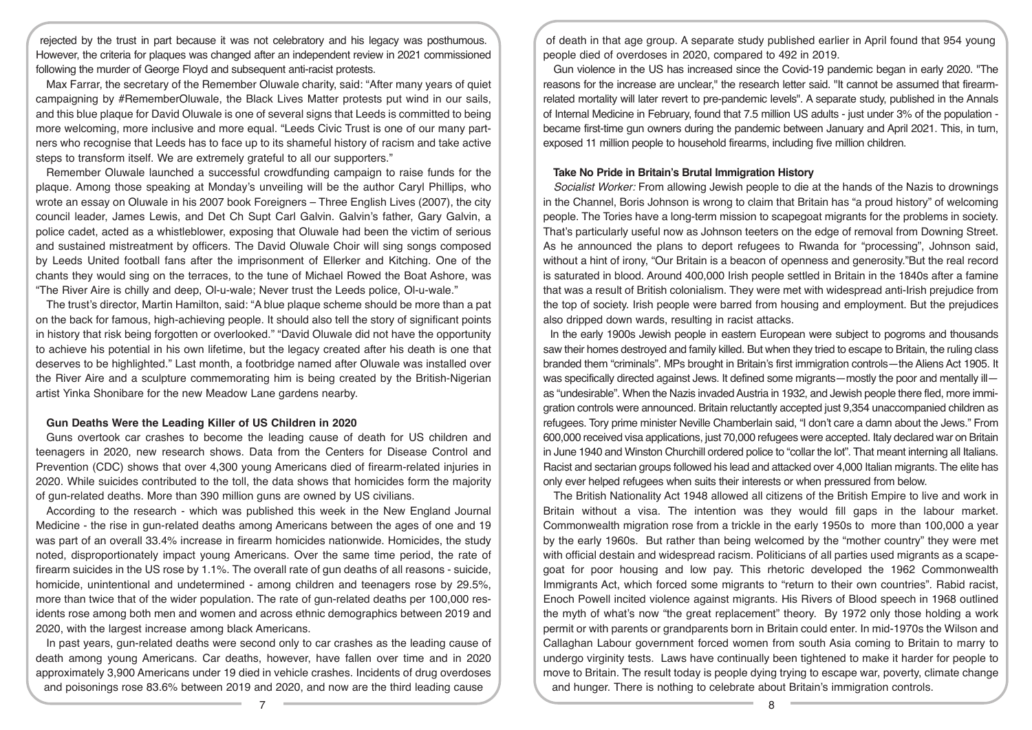rejected by the trust in part because it was not celebratory and his legacy was posthumous. However, the criteria for plaques was changed after an independent review in 2021 commissioned following the murder of George Floyd and subsequent anti-racist protests.

Max Farrar, the secretary of the Remember Oluwale charity, said: "After many years of quiet campaigning by #RememberOluwale, the Black Lives Matter protests put wind in our sails, and this blue plaque for David Oluwale is one of several signs that Leeds is committed to being more welcoming, more inclusive and more equal. "Leeds Civic Trust is one of our many partners who recognise that Leeds has to face up to its shameful history of racism and take active steps to transform itself. We are extremely grateful to all our supporters."

Remember Oluwale launched a successful crowdfunding campaign to raise funds for the plaque. Among those speaking at Monday's unveiling will be the author Caryl Phillips, who wrote an essay on Oluwale in his 2007 book Foreigners – Three English Lives (2007), the city council leader, James Lewis, and Det Ch Supt Carl Galvin. Galvin's father, Gary Galvin, a police cadet, acted as a whistleblower, exposing that Oluwale had been the victim of serious and sustained mistreatment by officers. The David Oluwale Choir will sing songs composed by Leeds United football fans after the imprisonment of Ellerker and Kitching. One of the chants they would sing on the terraces, to the tune of Michael Rowed the Boat Ashore, was "The River Aire is chilly and deep, Ol-u-wale; Never trust the Leeds police, Ol-u-wale."

The trust's director, Martin Hamilton, said: "A blue plaque scheme should be more than a pat on the back for famous, high-achieving people. It should also tell the story of significant points in history that risk being forgotten or overlooked." "David Oluwale did not have the opportunity to achieve his potential in his own lifetime, but the legacy created after his death is one that deserves to be highlighted." Last month, a footbridge named after Oluwale was installed over the River Aire and a sculpture commemorating him is being created by the British-Nigerian artist Yinka Shonibare for the new Meadow Lane gardens nearby.

**Gun Deaths Were the Leading Killer of US Children in 2020**

Guns overtook car crashes to become the leading cause of death for US children and teenagers in 2020, new research shows. Data from the Centers for Disease Control and Prevention (CDC) shows that over 4,300 young Americans died of firearm-related injuries in 2020. While suicides contributed to the toll, the data shows that homicides form the majority of gun-related deaths. More than 390 million guns are owned by US civilians.

According to the research - which was published this week in the New England Journal Medicine - the rise in gun-related deaths among Americans between the ages of one and 19 was part of an overall 33.4% increase in firearm homicides nationwide. Homicides, the study noted, disproportionately impact young Americans. Over the same time period, the rate of firearm suicides in the US rose by 1.1%. The overall rate of gun deaths of all reasons - suicide, homicide, unintentional and undetermined - among children and teenagers rose by 29.5%, more than twice that of the wider population. The rate of gun-related deaths per 100,000 residents rose among both men and women and across ethnic demographics between 2019 and 2020, with the largest increase among black Americans.

In past years, gun-related deaths were second only to car crashes as the leading cause of death among young Americans. Car deaths, however, have fallen over time and in 2020 approximately 3,900 Americans under 19 died in vehicle crashes. Incidents of drug overdoses and poisonings rose 83.6% between 2019 and 2020, and now are the third leading cause of death in that age group. A separate study published earlier in April found that 954 young people died of overdoses in 2020, compared to 492 in 2019.

Gun violence in the US has increased since the Covid-19 pandemic began in early 2020. "The reasons for the increase are unclear," the research letter said. "It cannot be assumed that firearm-related mortality will later revert to pre-pandemic levels". A separate study, published in the Annals of Internal Medicine in February, found that 7.5 million US adults - just under 3% of the population - became first-time gun owners during the pandemic between January and April 2021. This, in turn, exposed 11 million people to household firearms, including five million children.

**Take No Pride in Britain's Brutal Immigration History**

*Socialist Worker:* From allowing Jewish people to die at the hands of the Nazis to drownings in the Channel, Boris Johnson is wrong to claim that Britain has "a proud history" of welcoming people. The Tories have a long-term mission to scapegoat migrants for the problems in society. That's particularly useful now as Johnson teeters on the edge of removal from Downing Street. As he announced the plans to deport refugees to Rwanda for "processing", Johnson said, without a hint of irony, "Our Britain is a beacon of openness and generosity."But the real record is saturated in blood. Around 400,000 Irish people settled in Britain in the 1840s after a famine that was a result of British colonialism. They were met with widespread anti-Irish prejudice from the top of society. Irish people were barred from housing and employment. But the prejudices also dripped down wards, resulting in racist attacks.

In the early 1900s Jewish people in eastern European were subject to pogroms and thousands saw their homes destroyed and family killed. But when they tried to escape to Britain, the ruling class branded them "criminals". MPs brought in Britain's first immigration controls—the Aliens Act 1905. It was specifically directed against Jews. It defined some migrants—mostly the poor and mentally ill—as "undesirable". When the Nazis invaded Austria in 1932, and Jewish people there fled, more immigration controls were announced. Britain reluctantly accepted just 9,354 unaccompanied children as refugees. Tory prime minister Neville Chamberlain said, "I don't care a damn about the Jews." From 600,000 received visa applications, just 70,000 refugees were accepted. Italy declared war on Britain in June 1940 and Winston Churchill ordered police to "collar the lot". That meant interning all Italians. Racist and sectarian groups followed his lead and attacked over 4,000 Italian migrants. The elite has only ever helped refugees when suits their interests or when pressured from below.

The British Nationality Act 1948 allowed all citizens of the British Empire to live and work in Britain without a visa. The intention was they would fill gaps in the labour market. Commonwealth migration rose from a trickle in the early 1950s to more than 100,000 a year by the early 1960s. But rather than being welcomed by the "mother country" they were met with official destain and widespread racism. Politicians of all parties used migrants as a scapegoat for poor housing and low pay. This rhetoric developed the 1962 Commonwealth Immigrants Act, which forced some migrants to "return to their own countries". Rabid racist, Enoch Powell incited violence against migrants. His Rivers of Blood speech in 1968 outlined the myth of what's now "the great replacement" theory. By 1972 only those holding a work permit or with parents or grandparents born in Britain could enter. In mid-1970s the Wilson and Callaghan Labour government forced women from south Asia coming to Britain to marry to undergo virginity tests. Laws have continually been tightened to make it harder for people to move to Britain. The result today is people dying trying to escape war, poverty, climate change and hunger. There is nothing to celebrate about Britain's immigration controls.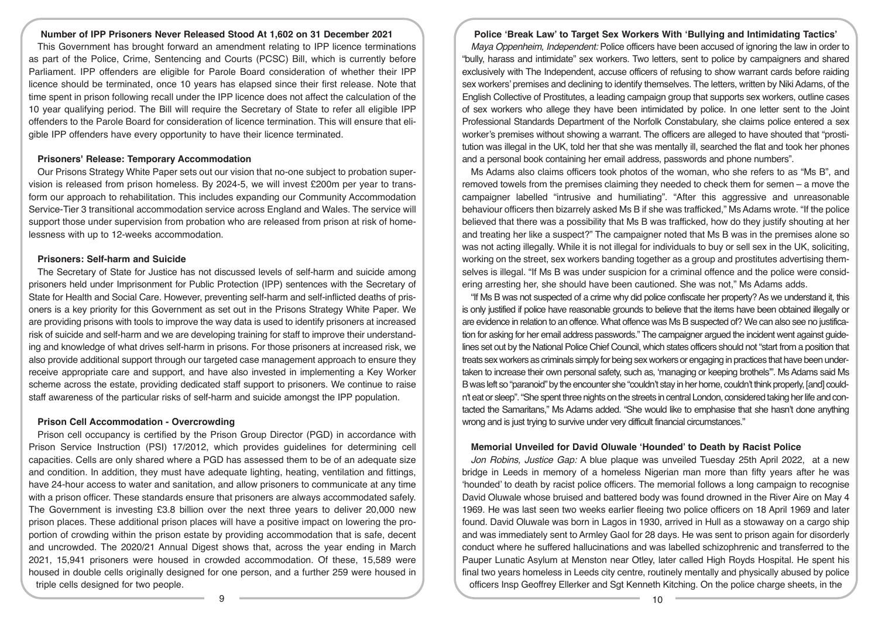### Number of IPP Prisoners Never Released Stood At 1,602 on 31 December 2021

This Government has brought forward an amendment relating to IPP licence terminations as part of the Police, Crime, Sentencing and Courts (PCSC) Bill, which is currently before Parliament. IPP offenders are eligible for Parole Board consideration of whether their IPP licence should be terminated, once 10 years has elapsed since their first release. Note that time spent in prison following recall under the IPP licence does not affect the calculation of the 10 year qualifying period. The Bill will require the Secretary of State to refer all eligible IPP offenders to the Parole Board for consideration of licence termination. This will ensure that eligible IPP offenders have every opportunity to have their licence terminated.

### Prisoners' Release: Temporary Accommodation

Our Prisons Strategy White Paper sets out our vision that no-one subject to probation supervision is released from prison homeless. By 2024-5, we will invest £200m per year to transform our approach to rehabilitation. This includes expanding our Community Accommodation Service-Tier 3 transitional accommodation service across England and Wales. The service will support those under supervision from probation who are released from prison at risk of homelessness with up to 12-weeks accommodation.

### Prisoners: Self-harm and Suicide

The Secretary of State for Justice has not discussed levels of self-harm and suicide among prisoners held under Imprisonment for Public Protection (IPP) sentences with the Secretary of State for Health and Social Care. However, preventing self-harm and self-inflicted deaths of prisoners is a key priority for this Government as set out in the Prisons Strategy White Paper. We are providing prisons with tools to improve the way data is used to identify prisoners at increased risk of suicide and self-harm and we are developing training for staff to improve their understanding and knowledge of what drives self-harm in prisons. For those prisoners at increased risk, we also provide additional support through our targeted case management approach to ensure they receive appropriate care and support, and have also invested in implementing a Key Worker scheme across the estate, providing dedicated staff support to prisoners. We continue to raise staff awareness of the particular risks of self-harm and suicide amongst the IPP population.

### Prison Cell Accommodation - Overcrowding

Prison cell occupancy is certified by the Prison Group Director (PGD) in accordance with Prison Service Instruction (PSI) 17/2012, which provides guidelines for determining cell capacities. Cells are only shared where a PGD has assessed them to be of an adequate size and condition. In addition, they must have adequate lighting, heating, ventilation and fittings, have 24-hour access to water and sanitation, and allow prisoners to communicate at any time with a prison officer. These standards ensure that prisoners are always accommodated safely. The Government is investing £3.8 billion over the next three years to deliver 20,000 new prison places. These additional prison places will have a positive impact on lowering the proportion of crowding within the prison estate by providing accommodation that is safe, decent and uncrowded. The 2020/21 Annual Digest shows that, across the year ending in March 2021, 15,941 prisoners were housed in crowded accommodation. Of these, 15,589 were housed in double cells originally designed for one person, and a further 259 were housed in triple cells designed for two people.

### Police 'Break Law' to Target Sex Workers With 'Bullying and Intimidating Tactics'

*Maya Oppenheim, Independent:* Police officers have been accused of ignoring the law in order to "bully, harass and intimidate" sex workers. Two letters, sent to police by campaigners and shared exclusively with The Independent, accuse officers of refusing to show warrant cards before raiding sex workers' premises and declining to identify themselves. The letters, written by Niki Adams, of the English Collective of Prostitutes, a leading campaign group that supports sex workers, outline cases of sex workers who allege they have been intimidated by police. In one letter sent to the Joint Professional Standards Department of the Norfolk Constabulary, she claims police entered a sex worker's premises without showing a warrant. The officers are alleged to have shouted that "prostitution was illegal in the UK, told her that she was mentally ill, searched the flat and took her phones and a personal book containing her email address, passwords and phone numbers".

Ms Adams also claims officers took photos of the woman, who she refers to as "Ms B", and removed towels from the premises claiming they needed to check them for semen – a move the campaigner labelled "intrusive and humiliating". "After this aggressive and unreasonable behaviour officers then bizarrely asked Ms B if she was trafficked," Ms Adams wrote. "If the police believed that there was a possibility that Ms B was trafficked, how do they justify shouting at her and treating her like a suspect?" The campaigner noted that Ms B was in the premises alone so was not acting illegally. While it is not illegal for individuals to buy or sell sex in the UK, soliciting, working on the street, sex workers banding together as a group and prostitutes advertising themselves is illegal. "If Ms B was under suspicion for a criminal offence and the police were considering arresting her, she should have been cautioned. She was not," Ms Adams adds.

"If Ms B was not suspected of a crime why did police confiscate her property? As we understand it, this is only justified if police have reasonable grounds to believe that the items have been obtained illegally or are evidence in relation to an offence. What offence was Ms B suspected of? We can also see no justification for asking for her email address passwords." The campaigner argued the incident went against guidelines set out by the National Police Chief Council, which states officers should not "start from a position that treats sex workers as criminals simply for being sex workers or engaging in practices that have been undertaken to increase their own personal safety, such as, 'managing or keeping brothels'". Ms Adams said Ms B was left so "paranoid" by the encounter she "couldn't stay in her home, couldn't think properly, [and] couldn't eat or sleep". "She spent three nights on the streets in central London, considered taking her life and contacted the Samaritans," Ms Adams added. "She would like to emphasise that she hasn't done anything wrong and is just trying to survive under very difficult financial circumstances."

### Memorial Unveiled for David Oluwale 'Hounded' to Death by Racist Police

*Jon Robins, Justice Gap:* A blue plaque was unveiled Tuesday 25th April 2022, at a new bridge in Leeds in memory of a homeless Nigerian man more than fifty years after he was 'hounded' to death by racist police officers. The memorial follows a long campaign to recognise David Oluwale whose bruised and battered body was found drowned in the River Aire on May 4 1969. He was last seen two weeks earlier fleeing two police officers on 18 April 1969 and later found. David Oluwale was born in Lagos in 1930, arrived in Hull as a stowaway on a cargo ship and was immediately sent to Armley Gaol for 28 days. He was sent to prison again for disorderly conduct where he suffered hallucinations and was labelled schizophrenic and transferred to the Pauper Lunatic Asylum at Menston near Otley, later called High Royds Hospital. He spent his final two years homeless in Leeds city centre, routinely mentally and physically abused by police officers Insp Geoffrey Ellerker and Sgt Kenneth Kitching. On the police charge sheets, in the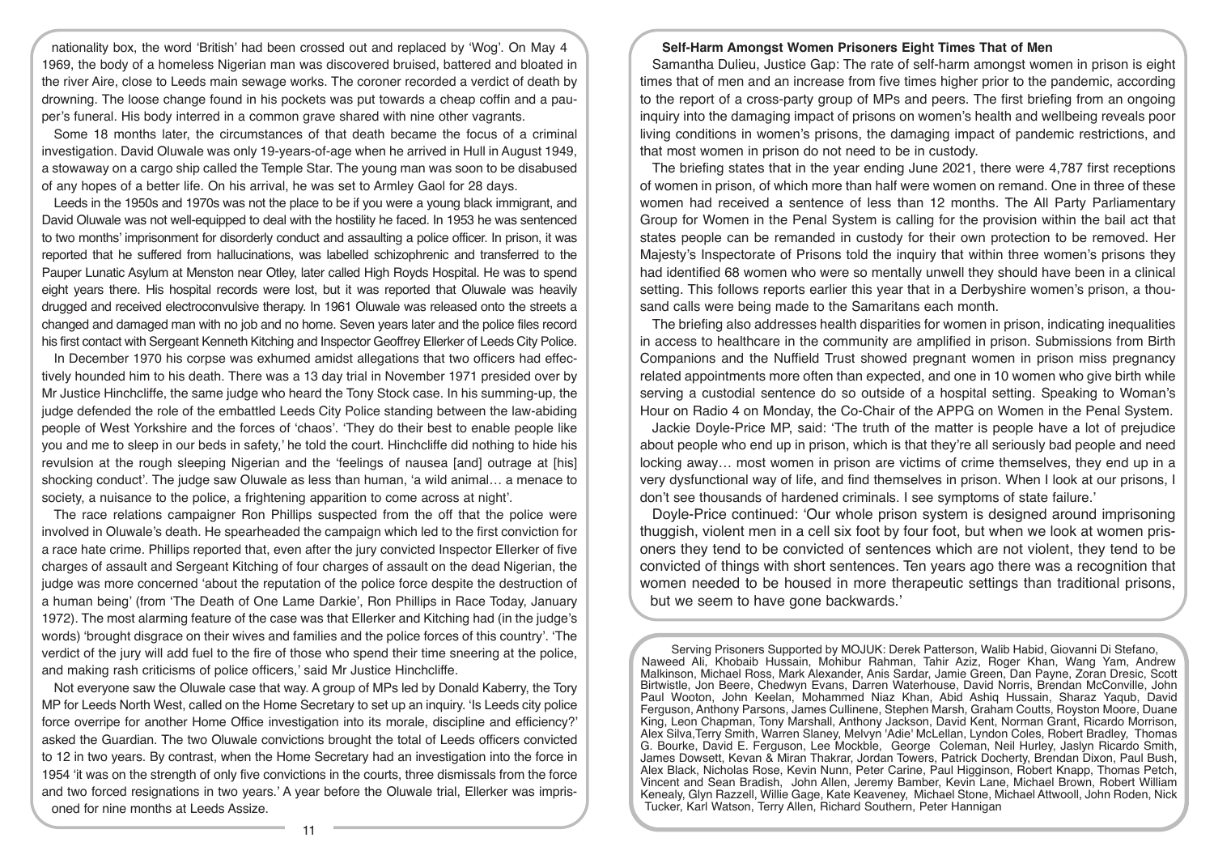nationality box, the word 'British' had been crossed out and replaced by 'Wog'. On May 4 1969, the body of a homeless Nigerian man was discovered bruised, battered and bloated in the river Aire, close to Leeds main sewage works. The coroner recorded a verdict of death by drowning. The loose change found in his pockets was put towards a cheap coffin and a pauper's funeral. His body interred in a common grave shared with nine other vagrants.

Some 18 months later, the circumstances of that death became the focus of a criminal investigation. David Oluwale was only 19-years-of-age when he arrived in Hull in August 1949, a stowaway on a cargo ship called the Temple Star. The young man was soon to be disabused of any hopes of a better life. On his arrival, he was set to Armley Gaol for 28 days.

Leeds in the 1950s and 1970s was not the place to be if you were a young black immigrant, and David Oluwale was not well-equipped to deal with the hostility he faced. In 1953 he was sentenced to two months' imprisonment for disorderly conduct and assaulting a police officer. In prison, it was reported that he suffered from hallucinations, was labelled schizophrenic and transferred to the Pauper Lunatic Asylum at Menston near Otley, later called High Royds Hospital. He was to spend eight years there. His hospital records were lost, but it was reported that Oluwale was heavily drugged and received electroconvulsive therapy. In 1961 Oluwale was released onto the streets a changed and damaged man with no job and no home. Seven years later and the police files record his first contact with Sergeant Kenneth Kitching and Inspector Geoffrey Ellerker of Leeds City Police.

In December 1970 his corpse was exhumed amidst allegations that two officers had effectively hounded him to his death. There was a 13 day trial in November 1971 presided over by Mr Justice Hinchcliffe, the same judge who heard the Tony Stock case. In his summing-up, the judge defended the role of the embattled Leeds City Police standing between the law-abiding people of West Yorkshire and the forces of 'chaos'. 'They do their best to enable people like you and me to sleep in our beds in safety,' he told the court. Hinchcliffe did nothing to hide his revulsion at the rough sleeping Nigerian and the 'feelings of nausea [and] outrage at [his] shocking conduct'. The judge saw Oluwale as less than human, 'a wild animal… a menace to society, a nuisance to the police, a frightening apparition to come across at night'.

The race relations campaigner Ron Phillips suspected from the off that the police were involved in Oluwale's death. He spearheaded the campaign which led to the first conviction for a race hate crime. Phillips reported that, even after the jury convicted Inspector Ellerker of five charges of assault and Sergeant Kitching of four charges of assault on the dead Nigerian, the judge was more concerned 'about the reputation of the police force despite the destruction of a human being' (from 'The Death of One Lame Darkie', Ron Phillips in Race Today, January 1972). The most alarming feature of the case was that Ellerker and Kitching had (in the judge's words) 'brought disgrace on their wives and families and the police forces of this country'. 'The verdict of the jury will add fuel to the fire of those who spend their time sneering at the police, and making rash criticisms of police officers,' said Mr Justice Hinchcliffe.

Not everyone saw the Oluwale case that way. A group of MPs led by Donald Kaberry, the Tory MP for Leeds North West, called on the Home Secretary to set up an inquiry. 'Is Leeds city police force overripe for another Home Office investigation into its morale, discipline and efficiency?' asked the Guardian. The two Oluwale convictions brought the total of Leeds officers convicted to 12 in two years. By contrast, when the Home Secretary had an investigation into the force in 1954 'it was on the strength of only five convictions in the courts, three dismissals from the force and two forced resignations in two years.' A year before the Oluwale trial, Ellerker was imprisoned for nine months at Leeds Assize.

## Self-Harm Amongst Women Prisoners Eight Times That of Men

Samantha Dulieu, Justice Gap: The rate of self-harm amongst women in prison is eight times that of men and an increase from five times higher prior to the pandemic, according to the report of a cross-party group of MPs and peers. The first briefing from an ongoing inquiry into the damaging impact of prisons on women's health and wellbeing reveals poor living conditions in women's prisons, the damaging impact of pandemic restrictions, and that most women in prison do not need to be in custody.

The briefing states that in the year ending June 2021, there were 4,787 first receptions of women in prison, of which more than half were women on remand. One in three of these women had received a sentence of less than 12 months. The All Party Parliamentary Group for Women in the Penal System is calling for the provision within the bail act that states people can be remanded in custody for their own protection to be removed. Her Majesty's Inspectorate of Prisons told the inquiry that within three women's prisons they had identified 68 women who were so mentally unwell they should have been in a clinical setting. This follows reports earlier this year that in a Derbyshire women's prison, a thousand calls were being made to the Samaritans each month.

The briefing also addresses health disparities for women in prison, indicating inequalities in access to healthcare in the community are amplified in prison. Submissions from Birth Companions and the Nuffield Trust showed pregnant women in prison miss pregnancy related appointments more often than expected, and one in 10 women who give birth while serving a custodial sentence do so outside of a hospital setting. Speaking to Woman's Hour on Radio 4 on Monday, the Co-Chair of the APPG on Women in the Penal System.

Jackie Doyle-Price MP, said: 'The truth of the matter is people have a lot of prejudice about people who end up in prison, which is that they're all seriously bad people and need locking away… most women in prison are victims of crime themselves, they end up in a very dysfunctional way of life, and find themselves in prison. When I look at our prisons, I don't see thousands of hardened criminals. I see symptoms of state failure.'

Doyle-Price continued: 'Our whole prison system is designed around imprisoning thuggish, violent men in a cell six foot by four foot, but when we look at women prisoners they tend to be convicted of sentences which are not violent, they tend to be convicted of things with short sentences. Ten years ago there was a recognition that women needed to be housed in more therapeutic settings than traditional prisons, but we seem to have gone backwards.'

Serving Prisoners Supported by MOJUK: Derek Patterson, Walib Habid, Giovanni Di Stefano, Naweed Ali, Khobaib Hussain, Mohibur Rahman, Tahir Aziz, Roger Khan, Wang Yam, Andrew Malkinson, Michael Ross, Mark Alexander, Anis Sardar, Jamie Green, Dan Payne, Zoran Dresic, Scott Birtwistle, Jon Beere, Chedwyn Evans, Darren Waterhouse, David Norris, Brendan McConville, John Paul Wooton, John Keelan, Mohammed Niaz Khan, Abid Ashiq Hussain, Sharaz Yaqub, David Ferguson, Anthony Parsons, James Cullinene, Stephen Marsh, Graham Coutts, Royston Moore, Duane King, Leon Chapman, Tony Marshall, Anthony Jackson, David Kent, Norman Grant, Ricardo Morrison, Alex Silva,Terry Smith, Warren Slaney, Melvyn 'Adie' McLellan, Lyndon Coles, Robert Bradley, Thomas G. Bourke, David E. Ferguson, Lee Mockble, George Coleman, Neil Hurley, Jaslyn Ricardo Smith, James Dowsett, Kevan & Miran Thakrar, Jordan Towers, Patrick Docherty, Brendan Dixon, Paul Bush, Alex Black, Nicholas Rose, Kevin Nunn, Peter Carine, Paul Higginson, Robert Knapp, Thomas Petch, Vincent and Sean Bradish, John Allen, Jeremy Bamber, Kevin Lane, Michael Brown, Robert William Kenealy, Glyn Razzell, Willie Gage, Kate Keaveney, Michael Stone, Michael Attwooll, John Roden, Nick Tucker, Karl Watson, Terry Allen, Richard Southern, Peter Hannigan